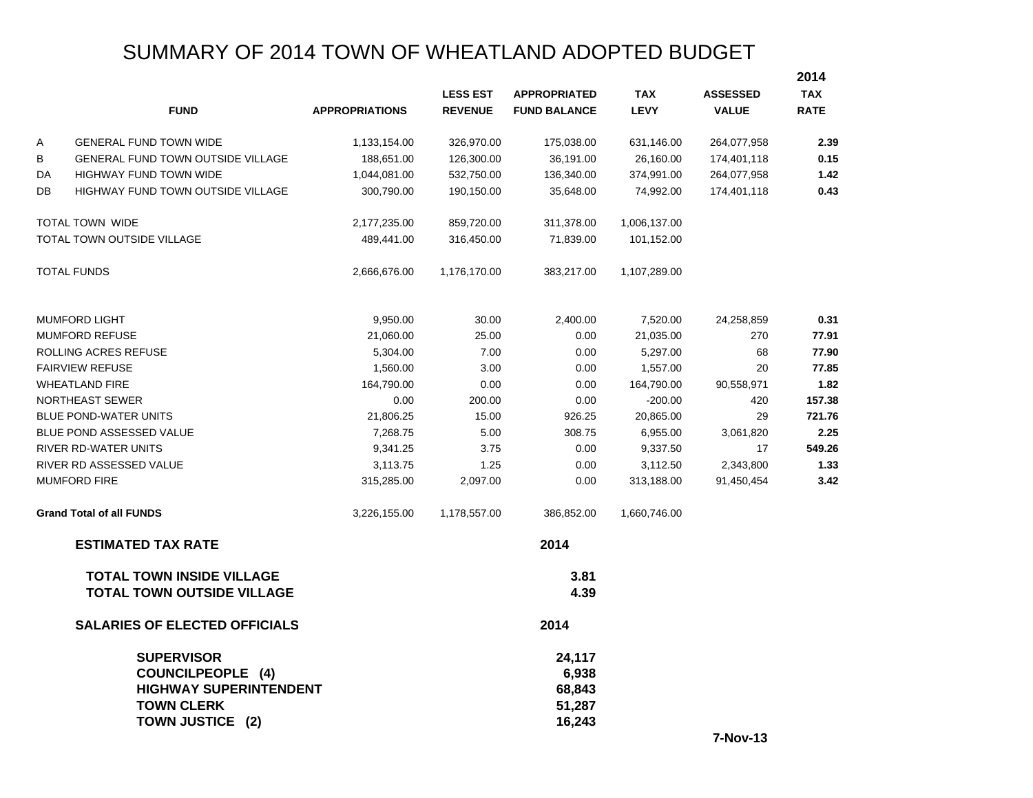# SUMMARY OF 2014 TOWN OF WHEATLAND ADOPTED BUDGET

| | FUND | APPROPRIATIONS | LESS EST REVENUE | APPROPRIATED FUND BALANCE | TAX LEVY | ASSESSED VALUE | 2014 TAX RATE |
|---|---|---|---|---|---|---|---|
| A | GENERAL FUND TOWN WIDE | 1,133,154.00 | 326,970.00 | 175,038.00 | 631,146.00 | 264,077,958 | **2.39** |
| B | GENERAL FUND TOWN OUTSIDE VILLAGE | 188,651.00 | 126,300.00 | 36,191.00 | 26,160.00 | 174,401,118 | **0.15** |
| DA | HIGHWAY FUND TOWN WIDE | 1,044,081.00 | 532,750.00 | 136,340.00 | 374,991.00 | 264,077,958 | **1.42** |
| DB | HIGHWAY FUND TOWN OUTSIDE VILLAGE | 300,790.00 | 190,150.00 | 35,648.00 | 74,992.00 | 174,401,118 | **0.43** |
| | TOTAL TOWN WIDE | 2,177,235.00 | 859,720.00 | 311,378.00 | 1,006,137.00 | | |
| | TOTAL TOWN OUTSIDE VILLAGE | 489,441.00 | 316,450.00 | 71,839.00 | 101,152.00 | | |
| | TOTAL FUNDS | 2,666,676.00 | 1,176,170.00 | 383,217.00 | 1,107,289.00 | | |
| | MUMFORD LIGHT | 9,950.00 | 30.00 | 2,400.00 | 7,520.00 | 24,258,859 | **0.31** |
| | MUMFORD REFUSE | 21,060.00 | 25.00 | 0.00 | 21,035.00 | 270 | **77.91** |
| | ROLLING ACRES REFUSE | 5,304.00 | 7.00 | 0.00 | 5,297.00 | 68 | **77.90** |
| | FAIRVIEW REFUSE | 1,560.00 | 3.00 | 0.00 | 1,557.00 | 20 | **77.85** |
| | WHEATLAND FIRE | 164,790.00 | 0.00 | 0.00 | 164,790.00 | 90,558,971 | **1.82** |
| | NORTHEAST SEWER | 0.00 | 200.00 | 0.00 | -200.00 | 420 | **157.38** |
| | BLUE POND-WATER UNITS | 21,806.25 | 15.00 | 926.25 | 20,865.00 | 29 | **721.76** |
| | BLUE POND ASSESSED VALUE | 7,268.75 | 5.00 | 308.75 | 6,955.00 | 3,061,820 | **2.25** |
| | RIVER RD-WATER UNITS | 9,341.25 | 3.75 | 0.00 | 9,337.50 | 17 | **549.26** |
| | RIVER RD ASSESSED VALUE | 3,113.75 | 1.25 | 0.00 | 3,112.50 | 2,343,800 | **1.33** |
| | MUMFORD FIRE | 315,285.00 | 2,097.00 | 0.00 | 313,188.00 | 91,450,454 | **3.42** |
| | **Grand Total of all FUNDS** | 3,226,155.00 | 1,178,557.00 | 386,852.00 | 1,660,746.00 | | |

## ESTIMATED TAX RATE

| | 2014 |
|---|---|
| **TOTAL TOWN INSIDE VILLAGE** | **3.81** |
| **TOTAL TOWN OUTSIDE VILLAGE** | **4.39** |

## SALARIES OF ELECTED OFFICIALS

| | 2014 |
|---|---|
| **SUPERVISOR** | **24,117** |
| **COUNCILPEOPLE (4)** | **6,938** |
| **HIGHWAY SUPERINTENDENT** | **68,843** |
| **TOWN CLERK** | **51,287** |
| **TOWN JUSTICE (2)** | **16,243** |

**7-Nov-13**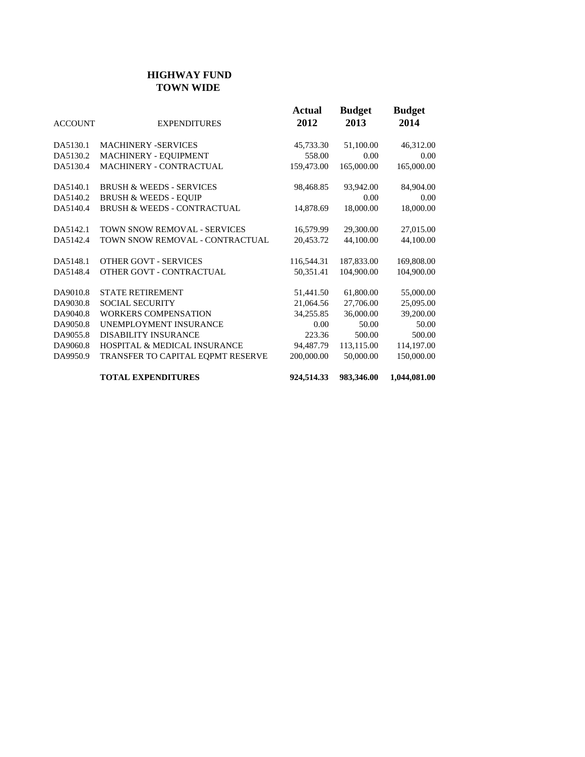# HIGHWAY FUND
## TOWN WIDE

| ACCOUNT | EXPENDITURES | Actual 2012 | Budget 2013 | Budget 2014 |
|---|---|---|---|---|
| DA5130.1 | MACHINERY -SERVICES | 45,733.30 | 51,100.00 | 46,312.00 |
| DA5130.2 | MACHINERY - EQUIPMENT | 558.00 | 0.00 | 0.00 |
| DA5130.4 | MACHINERY - CONTRACTUAL | 159,473.00 | 165,000.00 | 165,000.00 |
| DA5140.1 | BRUSH & WEEDS - SERVICES | 98,468.85 | 93,942.00 | 84,904.00 |
| DA5140.2 | BRUSH & WEEDS - EQUIP | | 0.00 | 0.00 |
| DA5140.4 | BRUSH & WEEDS - CONTRACTUAL | 14,878.69 | 18,000.00 | 18,000.00 |
| DA5142.1 | TOWN SNOW REMOVAL - SERVICES | 16,579.99 | 29,300.00 | 27,015.00 |
| DA5142.4 | TOWN SNOW REMOVAL - CONTRACTUAL | 20,453.72 | 44,100.00 | 44,100.00 |
| DA5148.1 | OTHER GOVT - SERVICES | 116,544.31 | 187,833.00 | 169,808.00 |
| DA5148.4 | OTHER GOVT - CONTRACTUAL | 50,351.41 | 104,900.00 | 104,900.00 |
| DA9010.8 | STATE RETIREMENT | 51,441.50 | 61,800.00 | 55,000.00 |
| DA9030.8 | SOCIAL SECURITY | 21,064.56 | 27,706.00 | 25,095.00 |
| DA9040.8 | WORKERS COMPENSATION | 34,255.85 | 36,000.00 | 39,200.00 |
| DA9050.8 | UNEMPLOYMENT INSURANCE | 0.00 | 50.00 | 50.00 |
| DA9055.8 | DISABILITY INSURANCE | 223.36 | 500.00 | 500.00 |
| DA9060.8 | HOSPITAL & MEDICAL INSURANCE | 94,487.79 | 113,115.00 | 114,197.00 |
| DA9950.9 | TRANSFER TO CAPITAL EQPMT RESERVE | 200,000.00 | 50,000.00 | 150,000.00 |
| | **TOTAL EXPENDITURES** | **924,514.33** | **983,346.00** | **1,044,081.00** |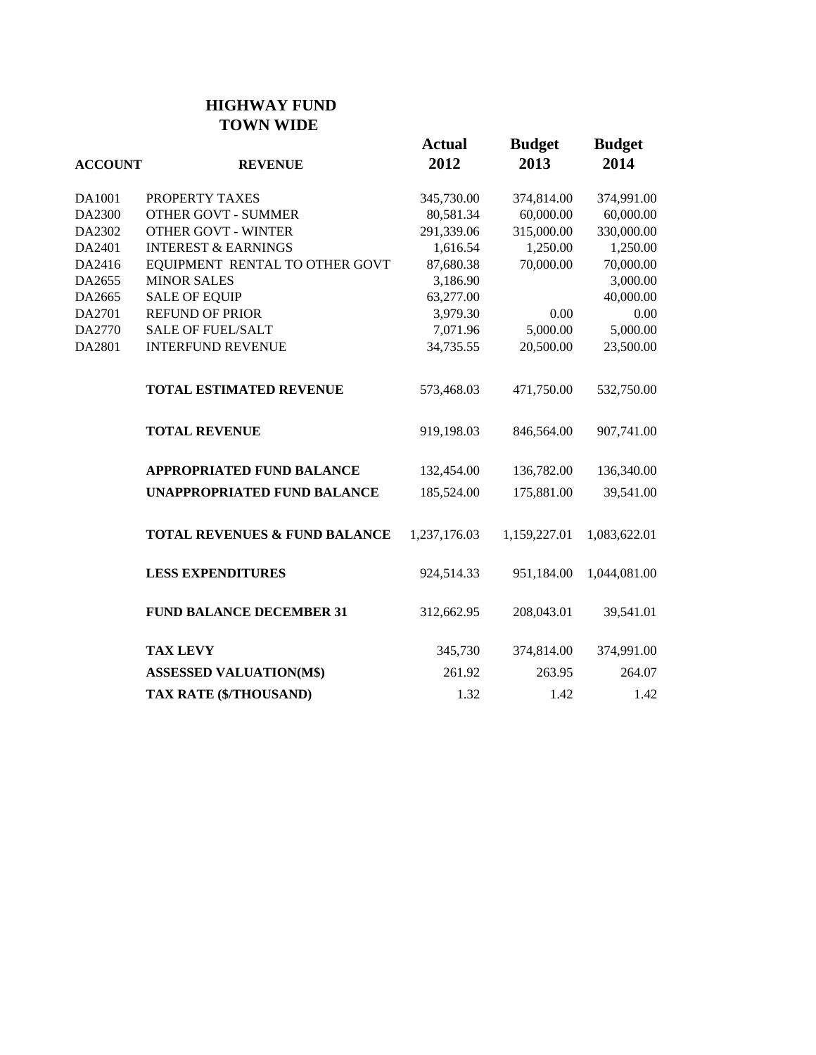# HIGHWAY FUND
## TOWN WIDE

| ACCOUNT | REVENUE | Actual 2012 | Budget 2013 | Budget 2014 |
|---|---|---|---|---|
| DA1001 | PROPERTY TAXES | 345,730.00 | 374,814.00 | 374,991.00 |
| DA2300 | OTHER GOVT - SUMMER | 80,581.34 | 60,000.00 | 60,000.00 |
| DA2302 | OTHER GOVT - WINTER | 291,339.06 | 315,000.00 | 330,000.00 |
| DA2401 | INTEREST & EARNINGS | 1,616.54 | 1,250.00 | 1,250.00 |
| DA2416 | EQUIPMENT RENTAL TO OTHER GOVT | 87,680.38 | 70,000.00 | 70,000.00 |
| DA2655 | MINOR SALES | 3,186.90 | | 3,000.00 |
| DA2665 | SALE OF EQUIP | 63,277.00 | | 40,000.00 |
| DA2701 | REFUND OF PRIOR | 3,979.30 | 0.00 | 0.00 |
| DA2770 | SALE OF FUEL/SALT | 7,071.96 | 5,000.00 | 5,000.00 |
| DA2801 | INTERFUND REVENUE | 34,735.55 | 20,500.00 | 23,500.00 |
| | **TOTAL ESTIMATED REVENUE** | 573,468.03 | 471,750.00 | 532,750.00 |
| | **TOTAL REVENUE** | 919,198.03 | 846,564.00 | 907,741.00 |
| | **APPROPRIATED FUND BALANCE** | 132,454.00 | 136,782.00 | 136,340.00 |
| | **UNAPPROPRIATED FUND BALANCE** | 185,524.00 | 175,881.00 | 39,541.00 |
| | **TOTAL REVENUES & FUND BALANCE** | 1,237,176.03 | 1,159,227.01 | 1,083,622.01 |
| | **LESS EXPENDITURES** | 924,514.33 | 951,184.00 | 1,044,081.00 |
| | **FUND BALANCE DECEMBER 31** | 312,662.95 | 208,043.01 | 39,541.01 |
| | **TAX LEVY** | 345,730 | 374,814.00 | 374,991.00 |
| | **ASSESSED VALUATION(M$)** | 261.92 | 263.95 | 264.07 |
| | **TAX RATE ($/THOUSAND)** | 1.32 | 1.42 | 1.42 |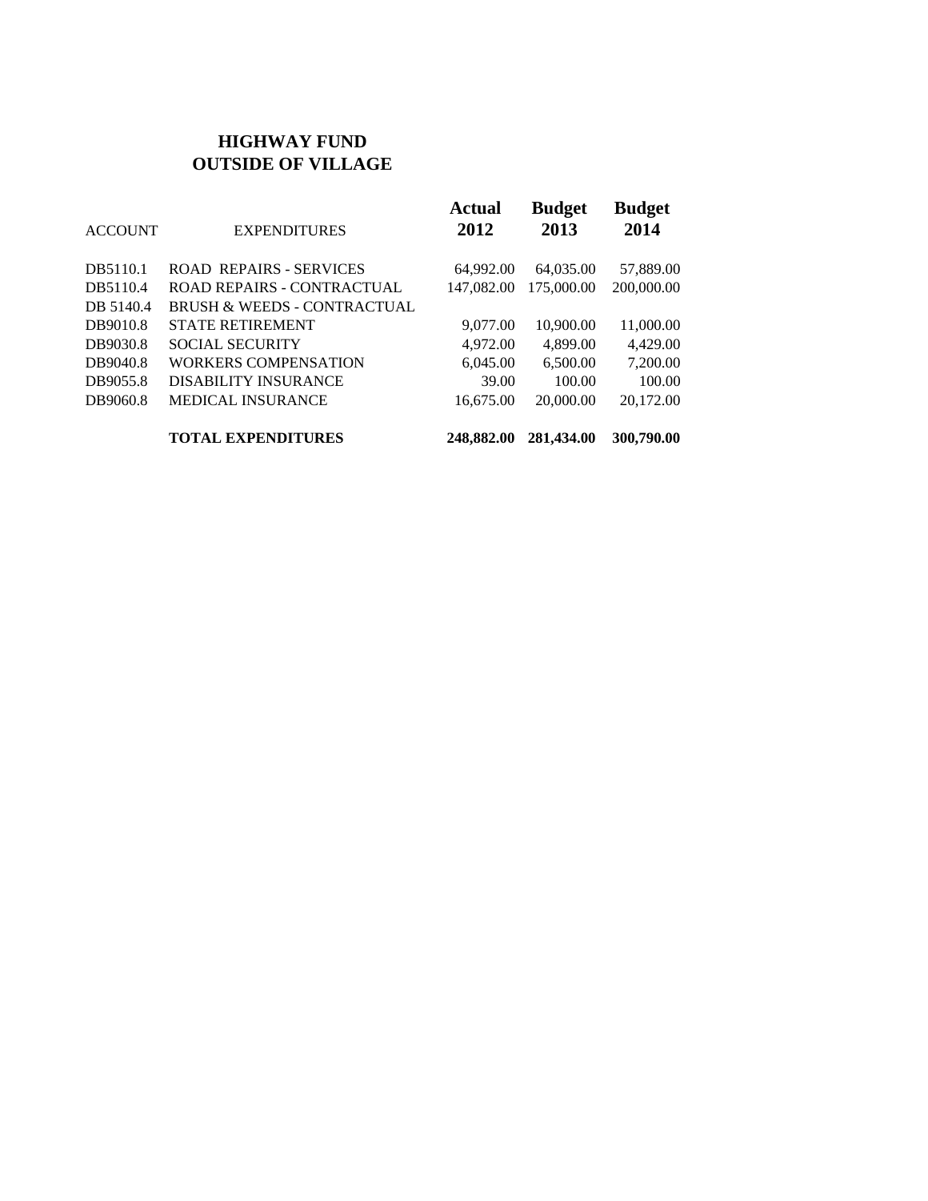# HIGHWAY FUND
# OUTSIDE OF VILLAGE

| ACCOUNT | EXPENDITURES | Actual 2012 | Budget 2013 | Budget 2014 |
|---|---|---|---|---|
| DB5110.1 | ROAD REPAIRS - SERVICES | 64,992.00 | 64,035.00 | 57,889.00 |
| DB5110.4 | ROAD REPAIRS - CONTRACTUAL | 147,082.00 | 175,000.00 | 200,000.00 |
| DB 5140.4 | BRUSH & WEEDS - CONTRACTUAL | | | |
| DB9010.8 | STATE RETIREMENT | 9,077.00 | 10,900.00 | 11,000.00 |
| DB9030.8 | SOCIAL SECURITY | 4,972.00 | 4,899.00 | 4,429.00 |
| DB9040.8 | WORKERS COMPENSATION | 6,045.00 | 6,500.00 | 7,200.00 |
| DB9055.8 | DISABILITY INSURANCE | 39.00 | 100.00 | 100.00 |
| DB9060.8 | MEDICAL INSURANCE | 16,675.00 | 20,000.00 | 20,172.00 |
| | **TOTAL EXPENDITURES** | **248,882.00** | **281,434.00** | **300,790.00** |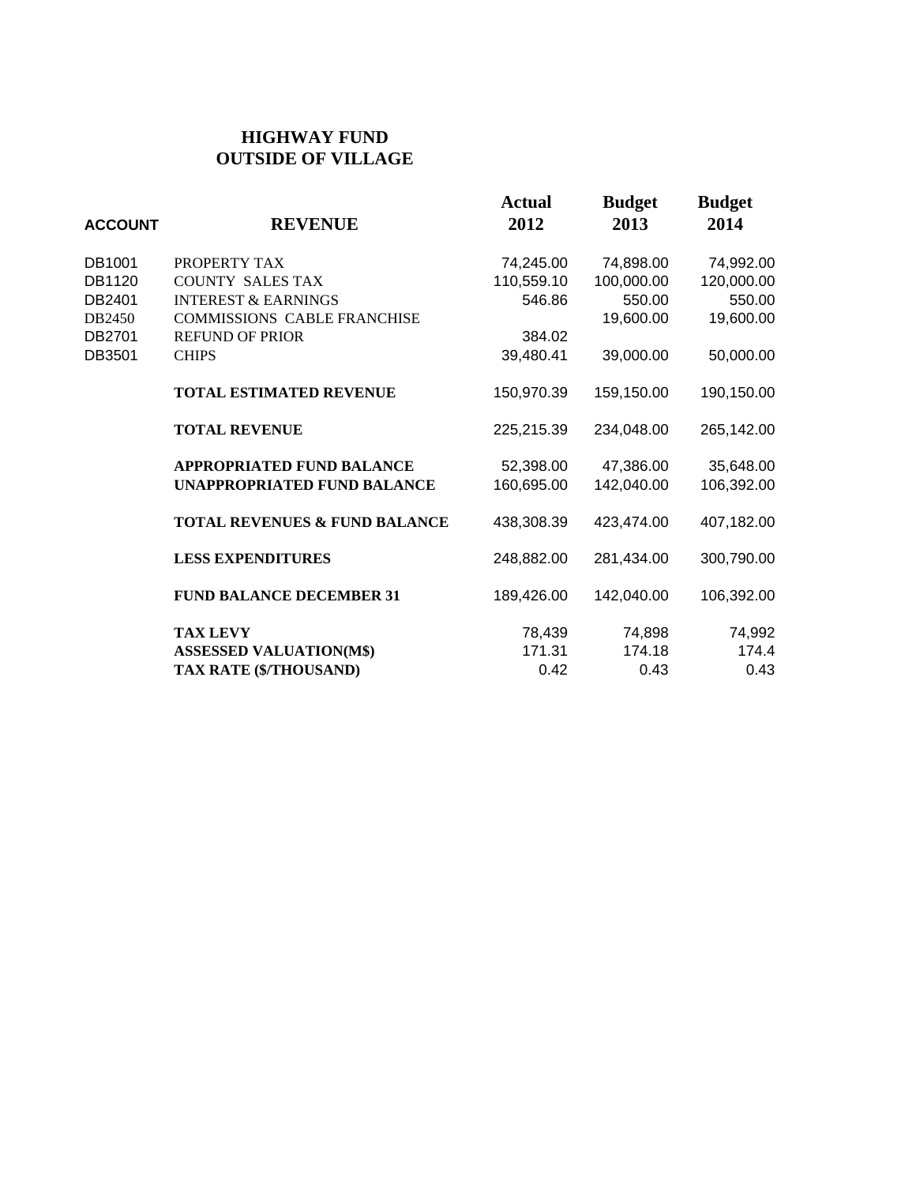# HIGHWAY FUND
## OUTSIDE OF VILLAGE

| ACCOUNT | REVENUE | Actual 2012 | Budget 2013 | Budget 2014 |
|---|---|---|---|---|
| DB1001 | PROPERTY TAX | 74,245.00 | 74,898.00 | 74,992.00 |
| DB1120 | COUNTY SALES TAX | 110,559.10 | 100,000.00 | 120,000.00 |
| DB2401 | INTEREST & EARNINGS | 546.86 | 550.00 | 550.00 |
| DB2450 | COMMISSIONS CABLE FRANCHISE | | 19,600.00 | 19,600.00 |
| DB2701 | REFUND OF PRIOR | 384.02 | | |
| DB3501 | CHIPS | 39,480.41 | 39,000.00 | 50,000.00 |
| | **TOTAL ESTIMATED REVENUE** | 150,970.39 | 159,150.00 | 190,150.00 |
| | **TOTAL REVENUE** | 225,215.39 | 234,048.00 | 265,142.00 |
| | **APPROPRIATED FUND BALANCE** | 52,398.00 | 47,386.00 | 35,648.00 |
| | **UNAPPROPRIATED FUND BALANCE** | 160,695.00 | 142,040.00 | 106,392.00 |
| | **TOTAL REVENUES & FUND BALANCE** | 438,308.39 | 423,474.00 | 407,182.00 |
| | **LESS EXPENDITURES** | 248,882.00 | 281,434.00 | 300,790.00 |
| | **FUND BALANCE DECEMBER 31** | 189,426.00 | 142,040.00 | 106,392.00 |
| | **TAX LEVY** | 78,439 | 74,898 | 74,992 |
| | **ASSESSED VALUATION(M$)** | 171.31 | 174.18 | 174.4 |
| | **TAX RATE ($/THOUSAND)** | 0.42 | 0.43 | 0.43 |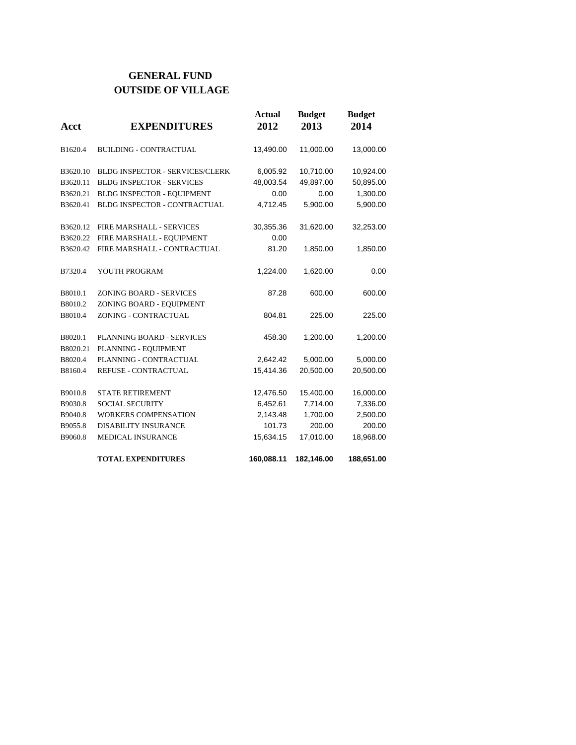# GENERAL FUND
## OUTSIDE OF VILLAGE

| Acct | EXPENDITURES | Actual 2012 | Budget 2013 | Budget 2014 |
|---|---|---|---|---|
| B1620.4 | BUILDING - CONTRACTUAL | 13,490.00 | 11,000.00 | 13,000.00 |
| B3620.10 | BLDG INSPECTOR - SERVICES/CLERK | 6,005.92 | 10,710.00 | 10,924.00 |
| B3620.11 | BLDG INSPECTOR - SERVICES | 48,003.54 | 49,897.00 | 50,895.00 |
| B3620.21 | BLDG INSPECTOR - EQUIPMENT | 0.00 | 0.00 | 1,300.00 |
| B3620.41 | BLDG INSPECTOR - CONTRACTUAL | 4,712.45 | 5,900.00 | 5,900.00 |
| B3620.12 | FIRE MARSHALL - SERVICES | 30,355.36 | 31,620.00 | 32,253.00 |
| B3620.22 | FIRE MARSHALL - EQUIPMENT | 0.00 | | |
| B3620.42 | FIRE MARSHALL - CONTRACTUAL | 81.20 | 1,850.00 | 1,850.00 |
| B7320.4 | YOUTH PROGRAM | 1,224.00 | 1,620.00 | 0.00 |
| B8010.1 | ZONING BOARD - SERVICES | 87.28 | 600.00 | 600.00 |
| B8010.2 | ZONING BOARD - EQUIPMENT | | | |
| B8010.4 | ZONING - CONTRACTUAL | 804.81 | 225.00 | 225.00 |
| B8020.1 | PLANNING BOARD - SERVICES | 458.30 | 1,200.00 | 1,200.00 |
| B8020.21 | PLANNING - EQUIPMENT | | | |
| B8020.4 | PLANNING - CONTRACTUAL | 2,642.42 | 5,000.00 | 5,000.00 |
| B8160.4 | REFUSE - CONTRACTUAL | 15,414.36 | 20,500.00 | 20,500.00 |
| B9010.8 | STATE RETIREMENT | 12,476.50 | 15,400.00 | 16,000.00 |
| B9030.8 | SOCIAL SECURITY | 6,452.61 | 7,714.00 | 7,336.00 |
| B9040.8 | WORKERS COMPENSATION | 2,143.48 | 1,700.00 | 2,500.00 |
| B9055.8 | DISABILITY INSURANCE | 101.73 | 200.00 | 200.00 |
| B9060.8 | MEDICAL INSURANCE | 15,634.15 | 17,010.00 | 18,968.00 |
| | **TOTAL EXPENDITURES** | **160,088.11** | **182,146.00** | **188,651.00** |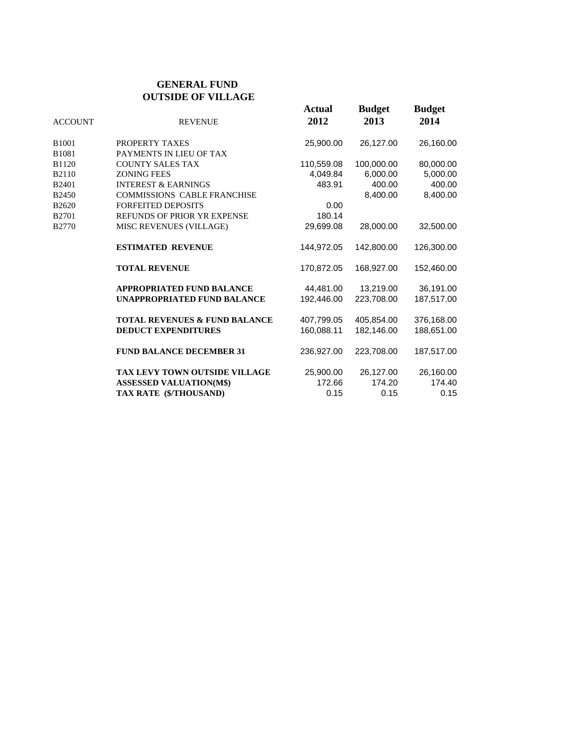# GENERAL FUND
## OUTSIDE OF VILLAGE

| ACCOUNT | REVENUE | Actual 2012 | Budget 2013 | Budget 2014 |
|---|---|---|---|---|
| B1001 | PROPERTY TAXES | 25,900.00 | 26,127.00 | 26,160.00 |
| B1081 | PAYMENTS IN LIEU OF TAX | | | |
| B1120 | COUNTY SALES TAX | 110,559.08 | 100,000.00 | 80,000.00 |
| B2110 | ZONING FEES | 4,049.84 | 6,000.00 | 5,000.00 |
| B2401 | INTEREST & EARNINGS | 483.91 | 400.00 | 400.00 |
| B2450 | COMMISSIONS CABLE FRANCHISE | | 8,400.00 | 8,400.00 |
| B2620 | FORFEITED DEPOSITS | 0.00 | | |
| B2701 | REFUNDS OF PRIOR YR EXPENSE | 180.14 | | |
| B2770 | MISC REVENUES (VILLAGE) | 29,699.08 | 28,000.00 | 32,500.00 |
| | **ESTIMATED REVENUE** | 144,972.05 | 142,800.00 | 126,300.00 |
| | **TOTAL REVENUE** | 170,872.05 | 168,927.00 | 152,460.00 |
| | **APPROPRIATED FUND BALANCE** | 44,481.00 | 13,219.00 | 36,191.00 |
| | **UNAPPROPRIATED FUND BALANCE** | 192,446.00 | 223,708.00 | 187,517.00 |
| | **TOTAL REVENUES & FUND BALANCE** | 407,799.05 | 405,854.00 | 376,168.00 |
| | **DEDUCT EXPENDITURES** | 160,088.11 | 182,146.00 | 188,651.00 |
| | **FUND BALANCE DECEMBER 31** | 236,927.00 | 223,708.00 | 187,517.00 |
| | **TAX LEVY TOWN OUTSIDE VILLAGE** | 25,900.00 | 26,127.00 | 26,160.00 |
| | **ASSESSED VALUATION(M$)** | 172.66 | 174.20 | 174.40 |
| | **TAX RATE ($/THOUSAND)** | 0.15 | 0.15 | 0.15 |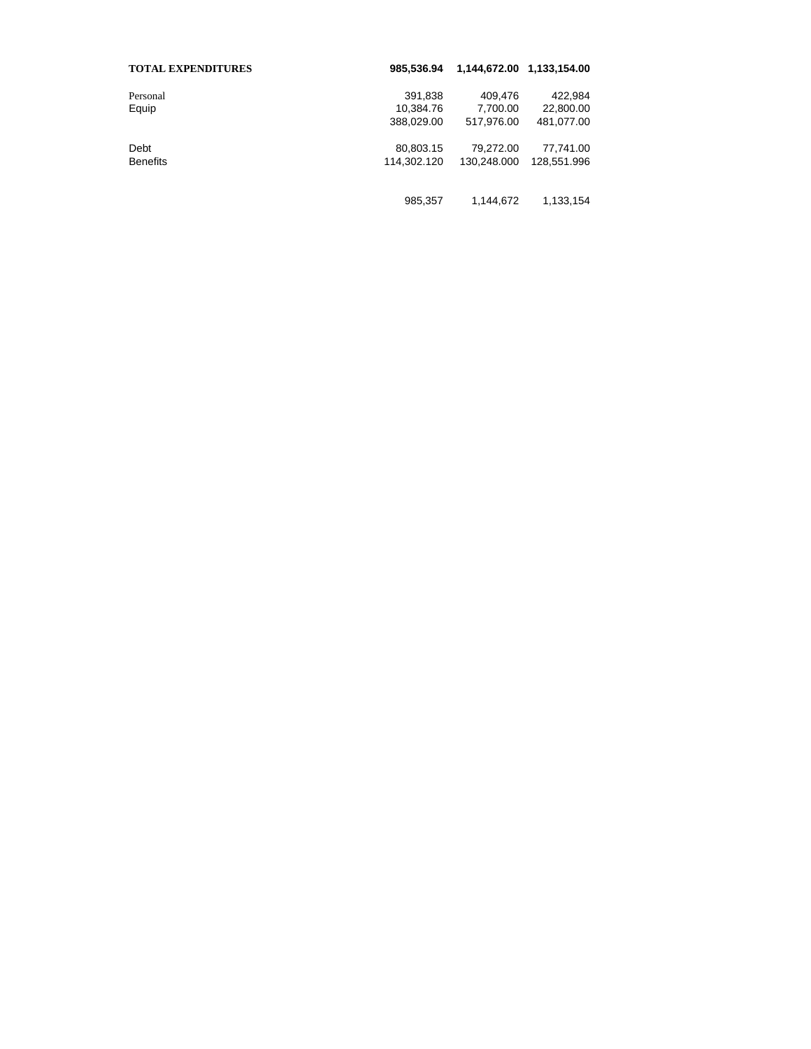| **TOTAL EXPENDITURES** | **985,536.94** | **1,144,672.00** | **1,133,154.00** |
|---|---|---|---|
| Personal | 391,838 | 409,476 | 422,984 |
| Equip | 10,384.76 | 7,700.00 | 22,800.00 |
| | 388,029.00 | 517,976.00 | 481,077.00 |
| Debt | 80,803.15 | 79,272.00 | 77,741.00 |
| Benefits | 114,302.120 | 130,248.000 | 128,551.996 |
| | 985,357 | 1,144,672 | 1,133,154 |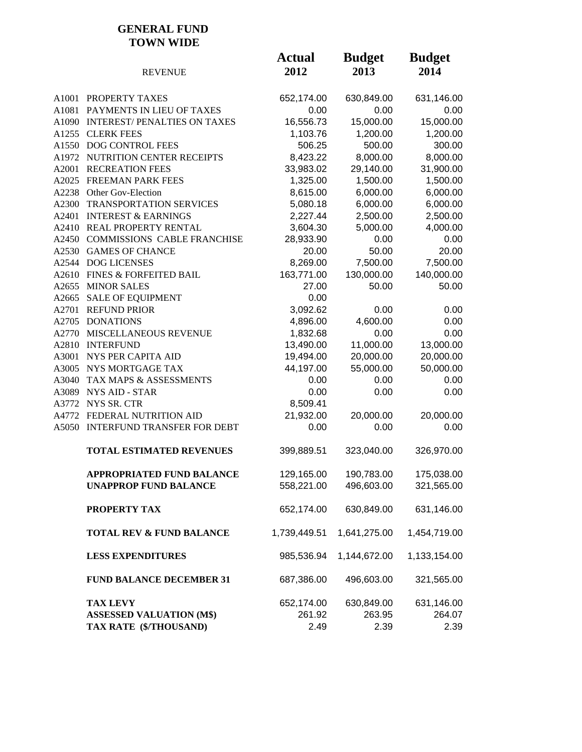## GENERAL FUND
## TOWN WIDE

| | REVENUE | Actual 2012 | Budget 2013 | Budget 2014 |
|---|---|---|---|---|
| A1001 | PROPERTY TAXES | 652,174.00 | 630,849.00 | 631,146.00 |
| A1081 | PAYMENTS IN LIEU OF TAXES | 0.00 | 0.00 | 0.00 |
| A1090 | INTEREST/ PENALTIES ON TAXES | 16,556.73 | 15,000.00 | 15,000.00 |
| A1255 | CLERK FEES | 1,103.76 | 1,200.00 | 1,200.00 |
| A1550 | DOG CONTROL FEES | 506.25 | 500.00 | 300.00 |
| A1972 | NUTRITION CENTER RECEIPTS | 8,423.22 | 8,000.00 | 8,000.00 |
| A2001 | RECREATION FEES | 33,983.02 | 29,140.00 | 31,900.00 |
| A2025 | FREEMAN PARK FEES | 1,325.00 | 1,500.00 | 1,500.00 |
| A2238 | Other Gov-Election | 8,615.00 | 6,000.00 | 6,000.00 |
| A2300 | TRANSPORTATION SERVICES | 5,080.18 | 6,000.00 | 6,000.00 |
| A2401 | INTEREST & EARNINGS | 2,227.44 | 2,500.00 | 2,500.00 |
| A2410 | REAL PROPERTY RENTAL | 3,604.30 | 5,000.00 | 4,000.00 |
| A2450 | COMMISSIONS CABLE FRANCHISE | 28,933.90 | 0.00 | 0.00 |
| A2530 | GAMES OF CHANCE | 20.00 | 50.00 | 20.00 |
| A2544 | DOG LICENSES | 8,269.00 | 7,500.00 | 7,500.00 |
| A2610 | FINES & FORFEITED BAIL | 163,771.00 | 130,000.00 | 140,000.00 |
| A2655 | MINOR SALES | 27.00 | 50.00 | 50.00 |
| A2665 | SALE OF EQUIPMENT | 0.00 | | |
| A2701 | REFUND PRIOR | 3,092.62 | 0.00 | 0.00 |
| A2705 | DONATIONS | 4,896.00 | 4,600.00 | 0.00 |
| A2770 | MISCELLANEOUS REVENUE | 1,832.68 | 0.00 | 0.00 |
| A2810 | INTERFUND | 13,490.00 | 11,000.00 | 13,000.00 |
| A3001 | NYS PER CAPITA AID | 19,494.00 | 20,000.00 | 20,000.00 |
| A3005 | NYS MORTGAGE TAX | 44,197.00 | 55,000.00 | 50,000.00 |
| A3040 | TAX MAPS & ASSESSMENTS | 0.00 | 0.00 | 0.00 |
| A3089 | NYS AID - STAR | 0.00 | 0.00 | 0.00 |
| A3772 | NYS SR. CTR | 8,509.41 | | |
| A4772 | FEDERAL NUTRITION AID | 21,932.00 | 20,000.00 | 20,000.00 |
| A5050 | INTERFUND TRANSFER FOR DEBT | 0.00 | 0.00 | 0.00 |
| | **TOTAL ESTIMATED REVENUES** | 399,889.51 | 323,040.00 | 326,970.00 |
| | **APPROPRIATED FUND BALANCE** | 129,165.00 | 190,783.00 | 175,038.00 |
| | **UNAPPROP FUND BALANCE** | 558,221.00 | 496,603.00 | 321,565.00 |
| | **PROPERTY TAX** | 652,174.00 | 630,849.00 | 631,146.00 |
| | **TOTAL REV & FUND BALANCE** | 1,739,449.51 | 1,641,275.00 | 1,454,719.00 |
| | **LESS EXPENDITURES** | 985,536.94 | 1,144,672.00 | 1,133,154.00 |
| | **FUND BALANCE DECEMBER 31** | 687,386.00 | 496,603.00 | 321,565.00 |
| | **TAX LEVY** | 652,174.00 | 630,849.00 | 631,146.00 |
| | **ASSESSED VALUATION (M$)** | 261.92 | 263.95 | 264.07 |
| | **TAX RATE ($/THOUSAND)** | 2.49 | 2.39 | 2.39 |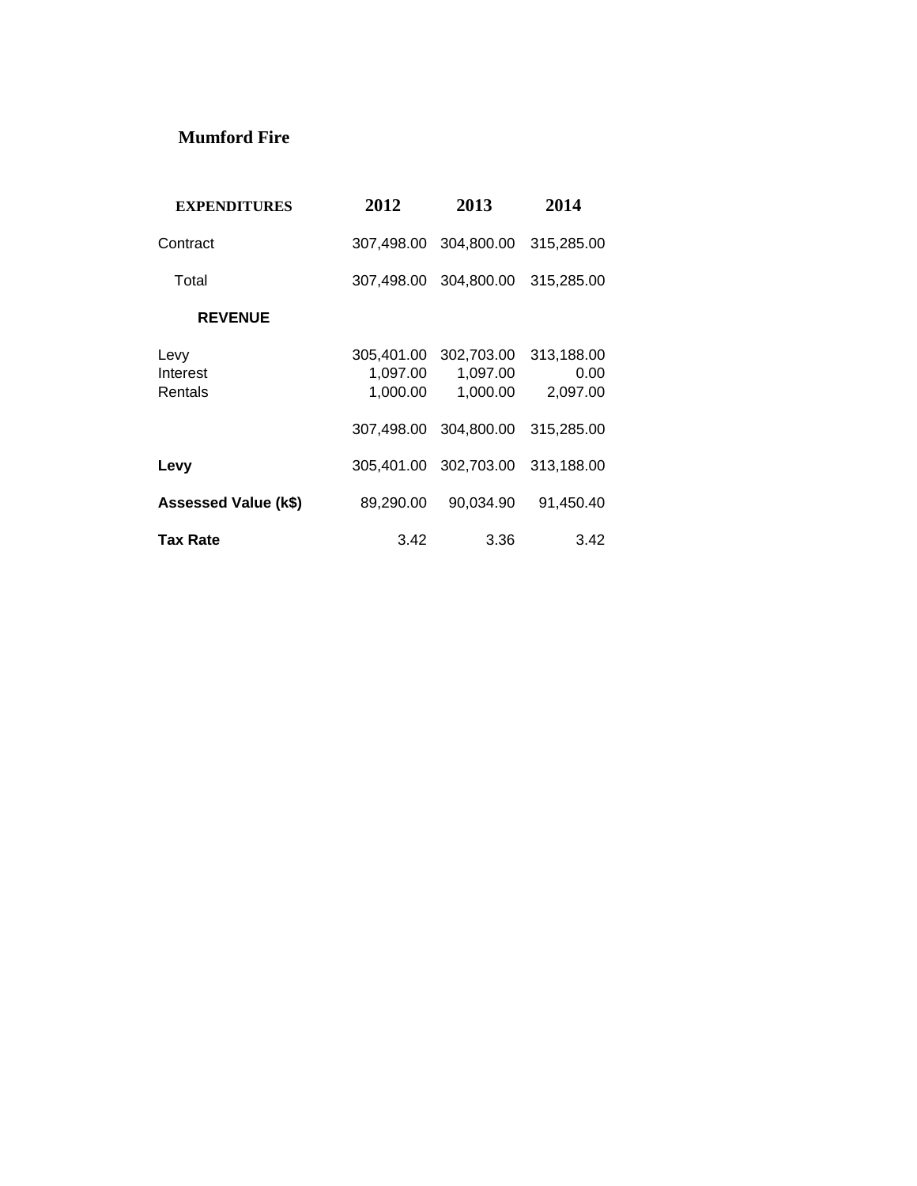## Mumford Fire

| EXPENDITURES | 2012 | 2013 | 2014 |
|---|---|---|---|
| Contract | 307,498.00 | 304,800.00 | 315,285.00 |
| Total | 307,498.00 | 304,800.00 | 315,285.00 |
| **REVENUE** | | | |
| Levy | 305,401.00 | 302,703.00 | 313,188.00 |
| Interest | 1,097.00 | 1,097.00 | 0.00 |
| Rentals | 1,000.00 | 1,000.00 | 2,097.00 |
| | 307,498.00 | 304,800.00 | 315,285.00 |
| **Levy** | 305,401.00 | 302,703.00 | 313,188.00 |
| **Assessed Value (k$)** | 89,290.00 | 90,034.90 | 91,450.40 |
| **Tax Rate** | 3.42 | 3.36 | 3.42 |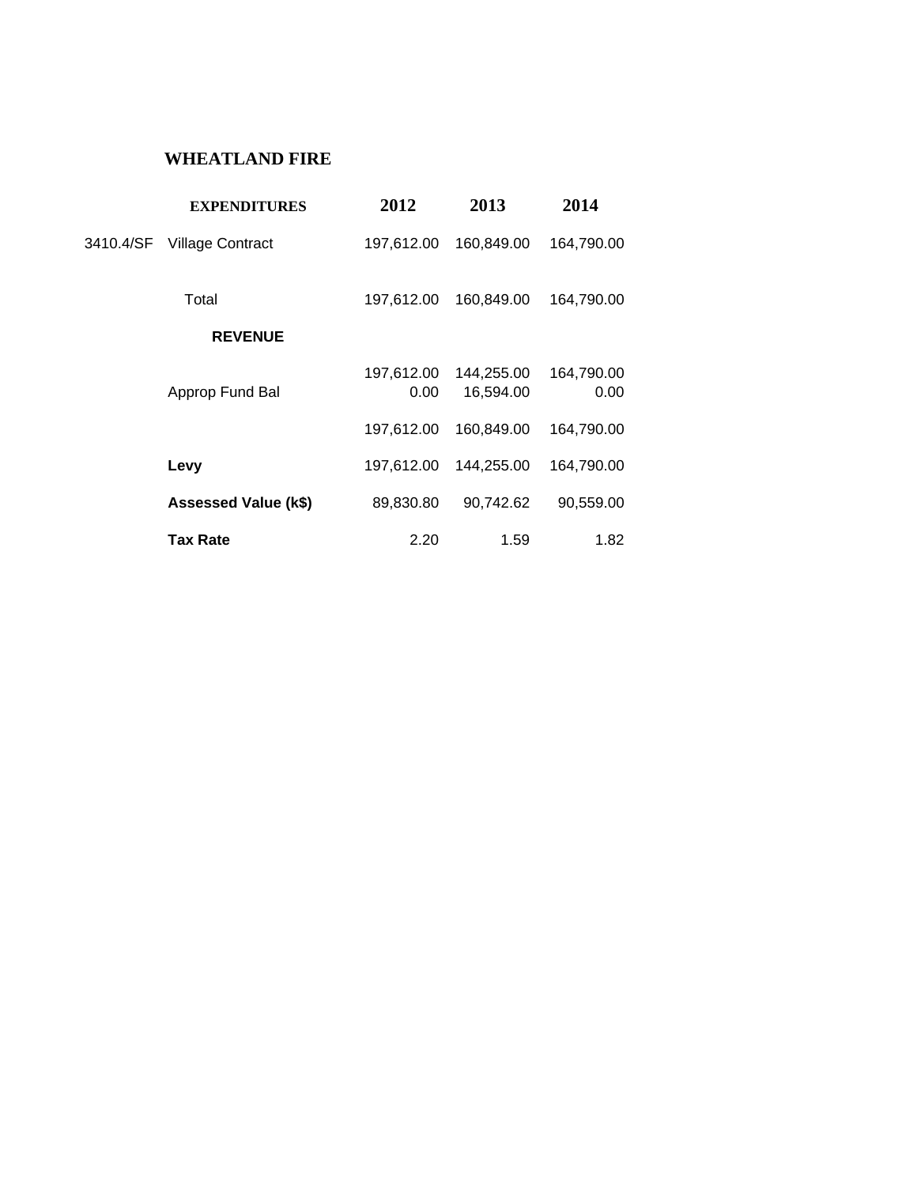## WHEATLAND FIRE

| | EXPENDITURES | 2012 | 2013 | 2014 |
|---|---|---|---|---|
| 3410.4/SF | Village Contract | 197,612.00 | 160,849.00 | 164,790.00 |
| | Total | 197,612.00 | 160,849.00 | 164,790.00 |
| | **REVENUE** | | | |
| | | 197,612.00 | 144,255.00 | 164,790.00 |
| | Approp Fund Bal | 0.00 | 16,594.00 | 0.00 |
| | | 197,612.00 | 160,849.00 | 164,790.00 |
| | **Levy** | 197,612.00 | 144,255.00 | 164,790.00 |
| | **Assessed Value (k$)** | 89,830.80 | 90,742.62 | 90,559.00 |
| | **Tax Rate** | 2.20 | 1.59 | 1.82 |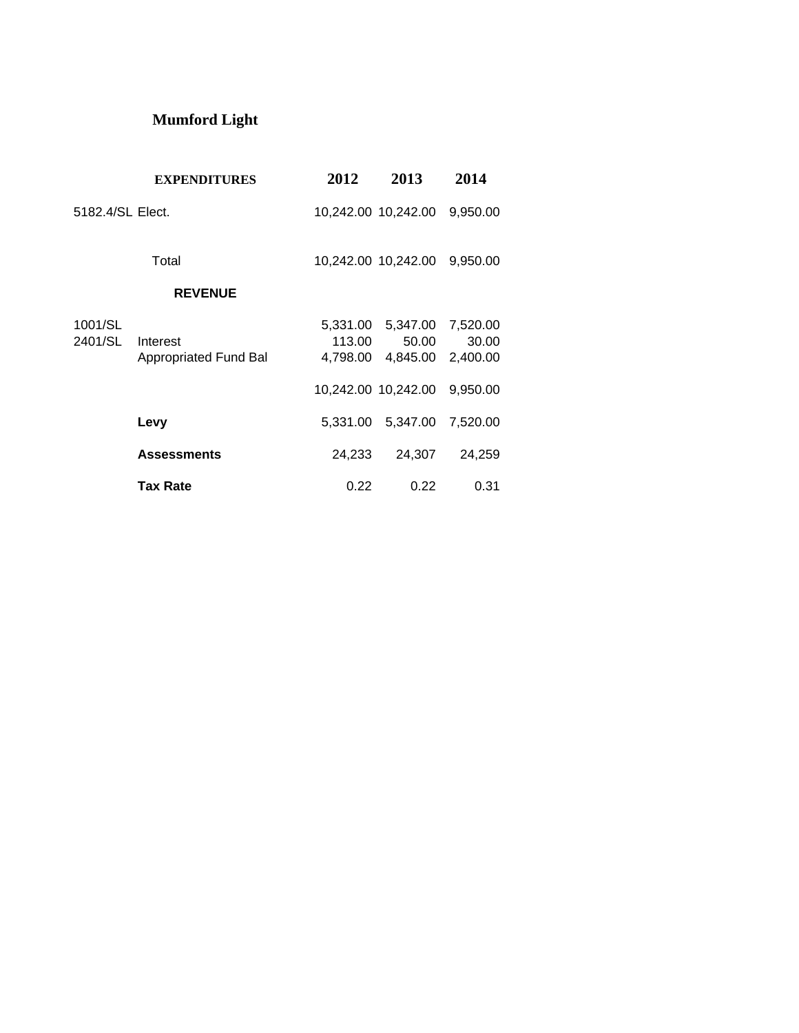# Mumford Light

| | EXPENDITURES | 2012 | 2013 | 2014 |
|---|---|---|---|---|
| 5182.4/SL | Elect. | 10,242.00 | 10,242.00 | 9,950.00 |
| | Total | 10,242.00 | 10,242.00 | 9,950.00 |
| | **REVENUE** | | | |
| 1001/SL | | 5,331.00 | 5,347.00 | 7,520.00 |
| 2401/SL | Interest | 113.00 | 50.00 | 30.00 |
| | Appropriated Fund Bal | 4,798.00 | 4,845.00 | 2,400.00 |
| | | 10,242.00 | 10,242.00 | 9,950.00 |
| | **Levy** | 5,331.00 | 5,347.00 | 7,520.00 |
| | **Assessments** | 24,233 | 24,307 | 24,259 |
| | **Tax Rate** | 0.22 | 0.22 | 0.31 |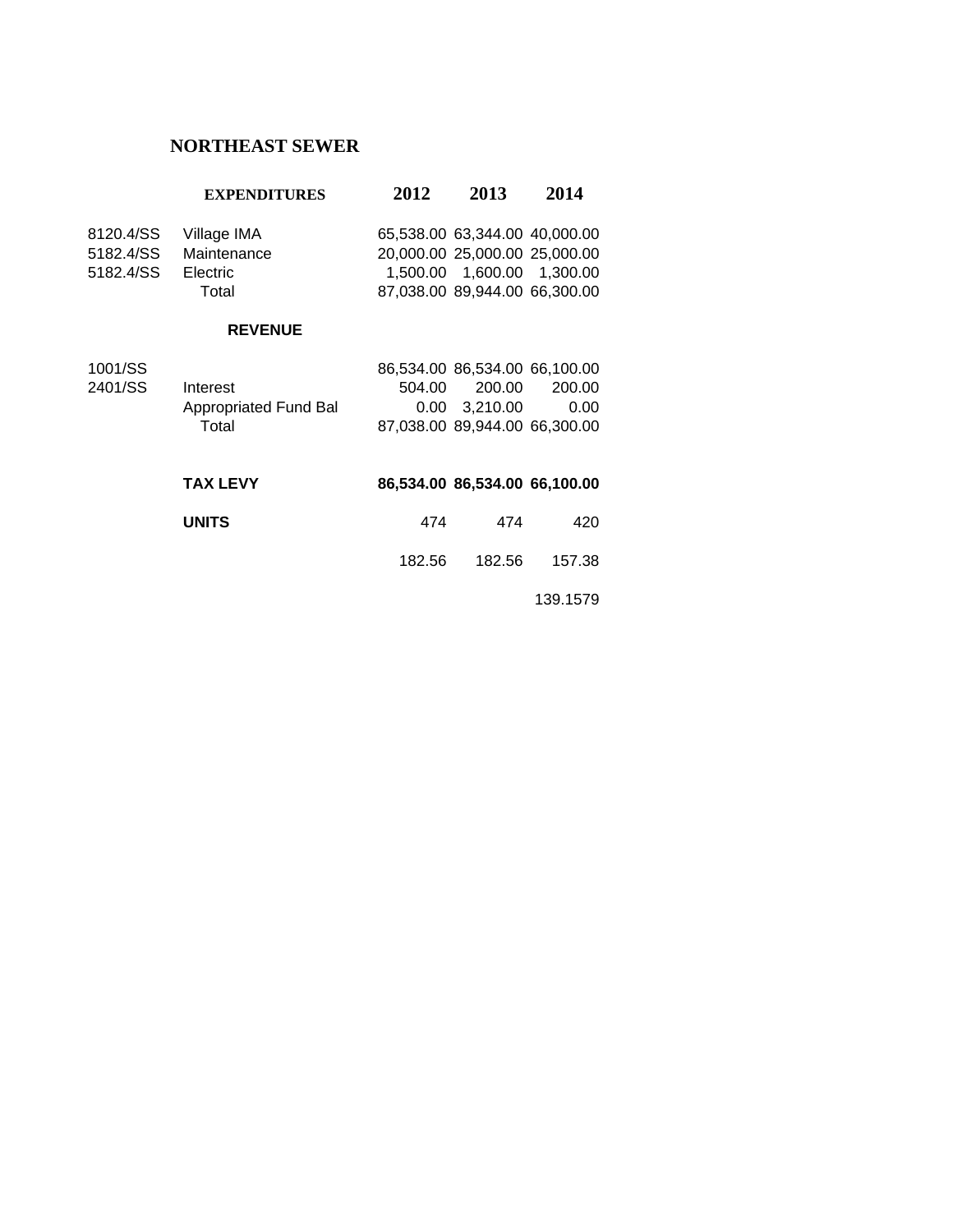# NORTHEAST SEWER

| | EXPENDITURES | 2012 | 2013 | 2014 |
|---|---|---|---|---|
| 8120.4/SS | Village IMA | 65,538.00 | 63,344.00 | 40,000.00 |
| 5182.4/SS | Maintenance | 20,000.00 | 25,000.00 | 25,000.00 |
| 5182.4/SS | Electric | 1,500.00 | 1,600.00 | 1,300.00 |
| | Total | 87,038.00 | 89,944.00 | 66,300.00 |
| | **REVENUE** | | | |
| 1001/SS | | 86,534.00 | 86,534.00 | 66,100.00 |
| 2401/SS | Interest | 504.00 | 200.00 | 200.00 |
| | Appropriated Fund Bal | 0.00 | 3,210.00 | 0.00 |
| | Total | 87,038.00 | 89,944.00 | 66,300.00 |
| | **TAX LEVY** | **86,534.00** | **86,534.00** | **66,100.00** |
| | **UNITS** | 474 | 474 | 420 |
| | | 182.56 | 182.56 | 157.38 |
| | | | | 139.1579 |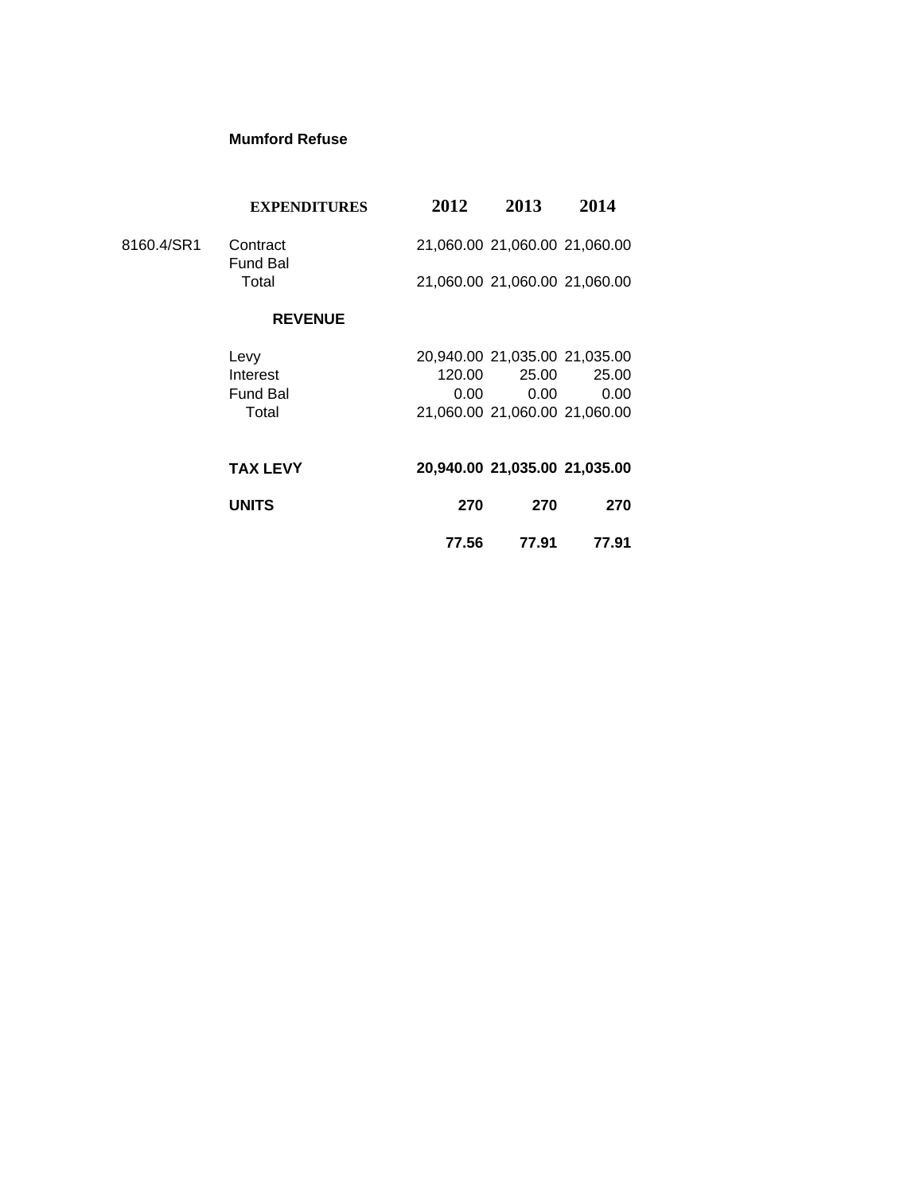**Mumford Refuse**

| | EXPENDITURES | 2012 | 2013 | 2014 |
|---|---|---|---|---|
| 8160.4/SR1 | Contract | 21,060.00 | 21,060.00 | 21,060.00 |
| | Fund Bal | | | |
| | Total | 21,060.00 | 21,060.00 | 21,060.00 |
| | **REVENUE** | | | |
| | Levy | 20,940.00 | 21,035.00 | 21,035.00 |
| | Interest | 120.00 | 25.00 | 25.00 |
| | Fund Bal | 0.00 | 0.00 | 0.00 |
| | Total | 21,060.00 | 21,060.00 | 21,060.00 |
| | **TAX LEVY** | **20,940.00** | **21,035.00** | **21,035.00** |
| | **UNITS** | **270** | **270** | **270** |
| | | **77.56** | **77.91** | **77.91** |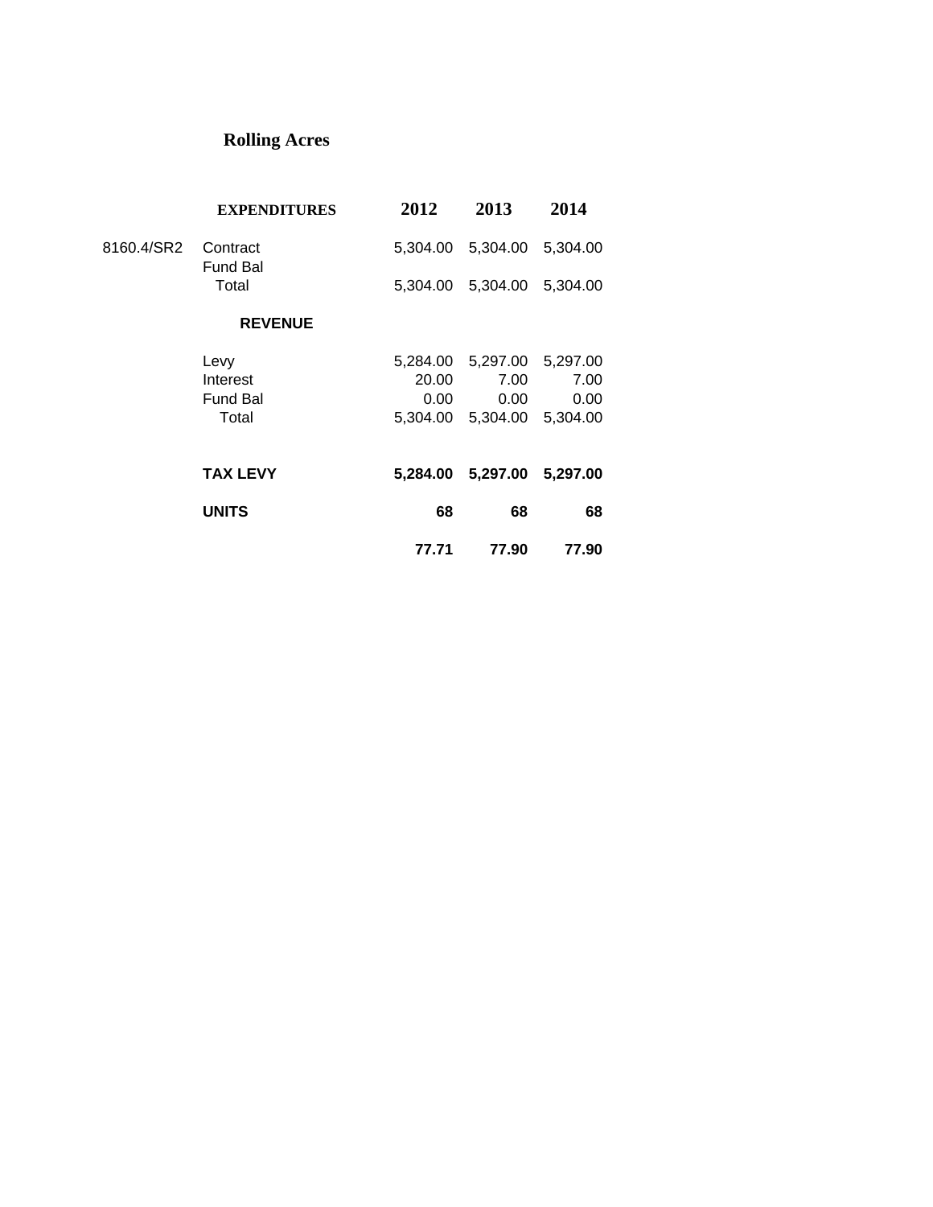# Rolling Acres

| | EXPENDITURES | 2012 | 2013 | 2014 |
|---|---|---|---|---|
| 8160.4/SR2 | Contract | 5,304.00 | 5,304.00 | 5,304.00 |
| | Fund Bal | | | |
| | Total | 5,304.00 | 5,304.00 | 5,304.00 |
| | **REVENUE** | | | |
| | Levy | 5,284.00 | 5,297.00 | 5,297.00 |
| | Interest | 20.00 | 7.00 | 7.00 |
| | Fund Bal | 0.00 | 0.00 | 0.00 |
| | Total | 5,304.00 | 5,304.00 | 5,304.00 |
| | **TAX LEVY** | **5,284.00** | **5,297.00** | **5,297.00** |
| | **UNITS** | **68** | **68** | **68** |
| | | **77.71** | **77.90** | **77.90** |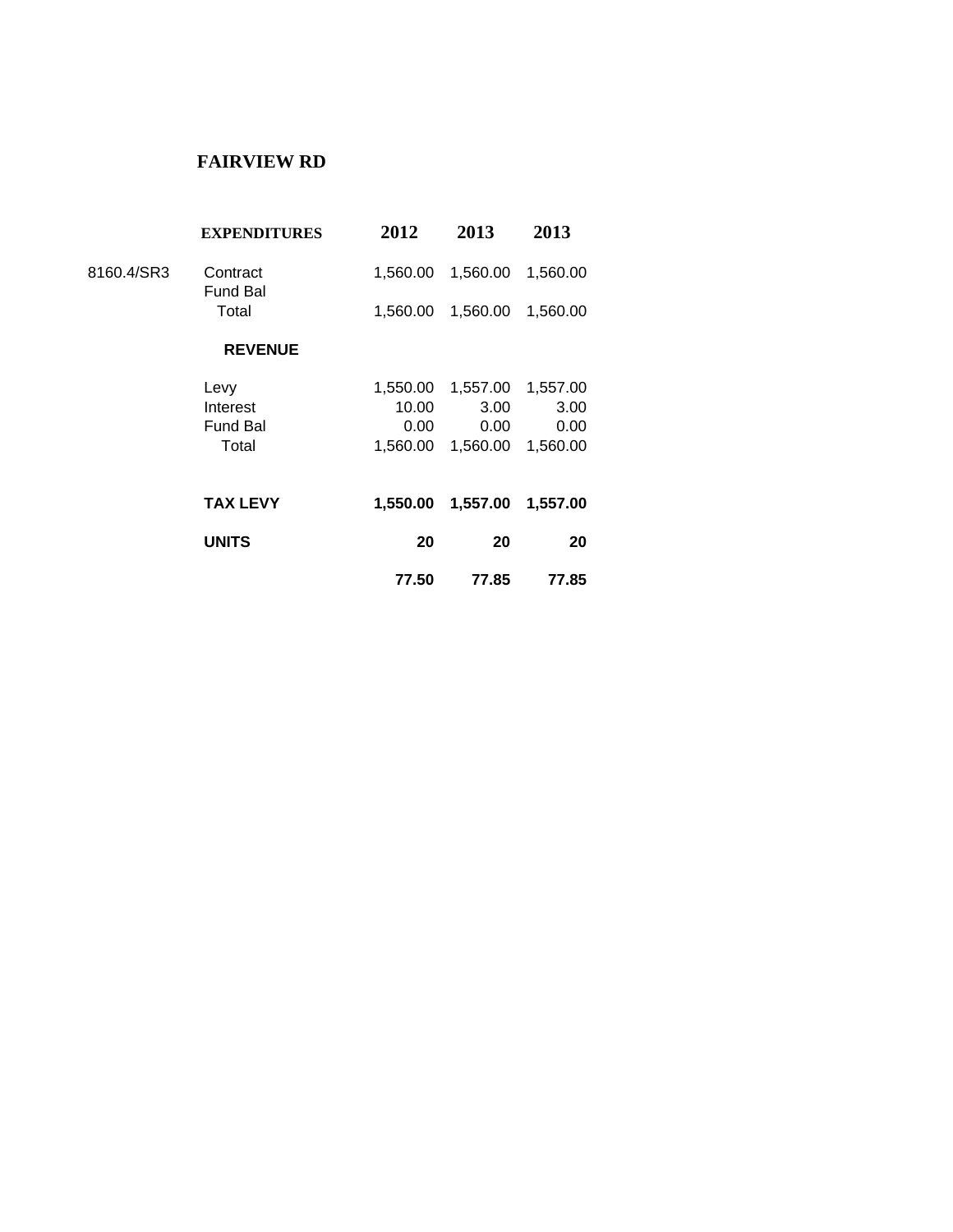## FAIRVIEW RD

| | EXPENDITURES | 2012 | 2013 | 2013 |
|---|---|---|---|---|
| 8160.4/SR3 | Contract | 1,560.00 | 1,560.00 | 1,560.00 |
| | Fund Bal | | | |
| | Total | 1,560.00 | 1,560.00 | 1,560.00 |
| | **REVENUE** | | | |
| | Levy | 1,550.00 | 1,557.00 | 1,557.00 |
| | Interest | 10.00 | 3.00 | 3.00 |
| | Fund Bal | 0.00 | 0.00 | 0.00 |
| | Total | 1,560.00 | 1,560.00 | 1,560.00 |
| | **TAX LEVY** | **1,550.00** | **1,557.00** | **1,557.00** |
| | **UNITS** | **20** | **20** | **20** |
| | | **77.50** | **77.85** | **77.85** |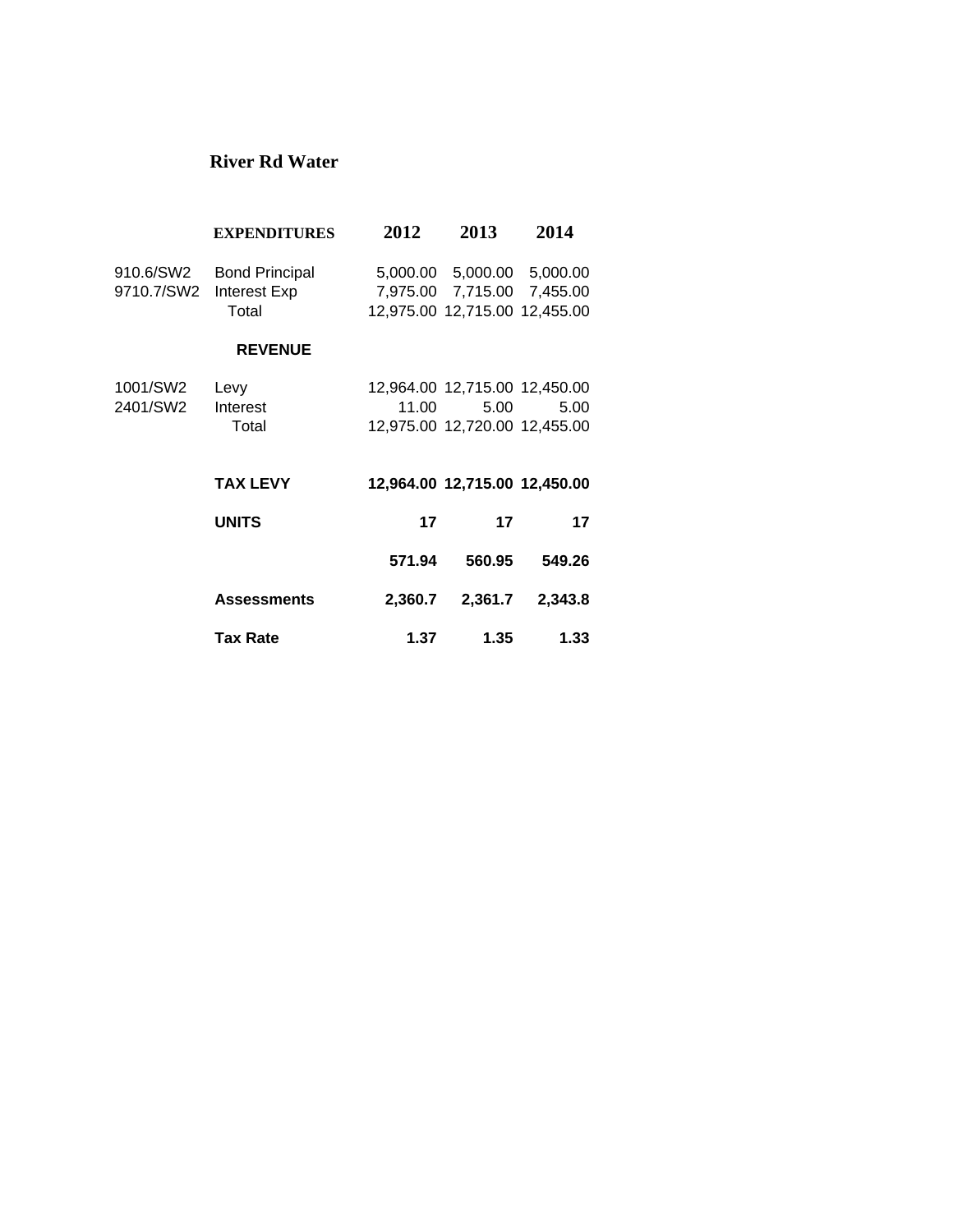# River Rd Water

| | **EXPENDITURES** | **2012** | **2013** | **2014** |
|---|---|---|---|---|
| 910.6/SW2 | Bond Principal | 5,000.00 | 5,000.00 | 5,000.00 |
| 9710.7/SW2 | Interest Exp | 7,975.00 | 7,715.00 | 7,455.00 |
| | Total | 12,975.00 | 12,715.00 | 12,455.00 |
| | **REVENUE** | | | |
| 1001/SW2 | Levy | 12,964.00 | 12,715.00 | 12,450.00 |
| 2401/SW2 | Interest | 11.00 | 5.00 | 5.00 |
| | Total | 12,975.00 | 12,720.00 | 12,455.00 |
| | **TAX LEVY** | **12,964.00** | **12,715.00** | **12,450.00** |
| | **UNITS** | **17** | **17** | **17** |
| | | **571.94** | **560.95** | **549.26** |
| | **Assessments** | **2,360.7** | **2,361.7** | **2,343.8** |
| | **Tax Rate** | **1.37** | **1.35** | **1.33** |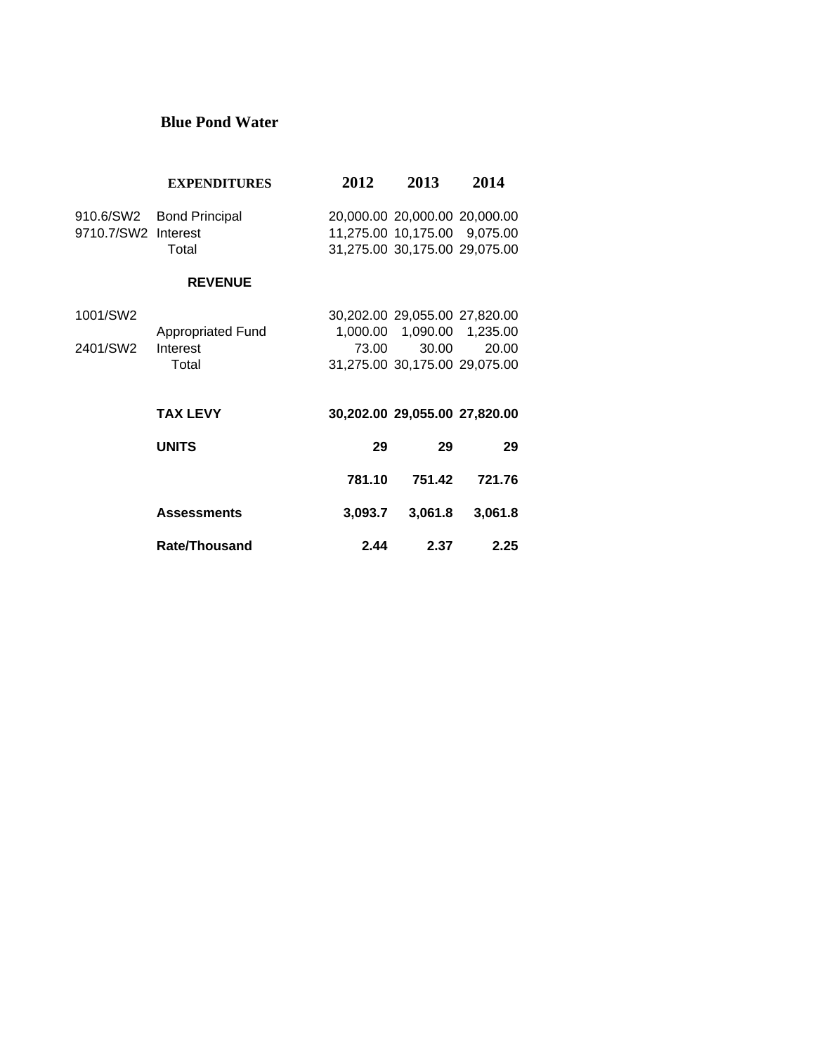## Blue Pond Water

| | | 2012 | 2013 | 2014 |
|---|---|---|---|---|
| | **EXPENDITURES** | | | |
| 910.6/SW2 | Bond Principal | 20,000.00 | 20,000.00 | 20,000.00 |
| 9710.7/SW2 | Interest | 11,275.00 | 10,175.00 | 9,075.00 |
| | Total | 31,275.00 | 30,175.00 | 29,075.00 |
| | **REVENUE** | | | |
| 1001/SW2 | | 30,202.00 | 29,055.00 | 27,820.00 |
| | Appropriated Fund | 1,000.00 | 1,090.00 | 1,235.00 |
| 2401/SW2 | Interest | 73.00 | 30.00 | 20.00 |
| | Total | 31,275.00 | 30,175.00 | 29,075.00 |
| | **TAX LEVY** | **30,202.00** | **29,055.00** | **27,820.00** |
| | **UNITS** | **29** | **29** | **29** |
| | | **781.10** | **751.42** | **721.76** |
| | **Assessments** | **3,093.7** | **3,061.8** | **3,061.8** |
| | **Rate/Thousand** | **2.44** | **2.37** | **2.25** |